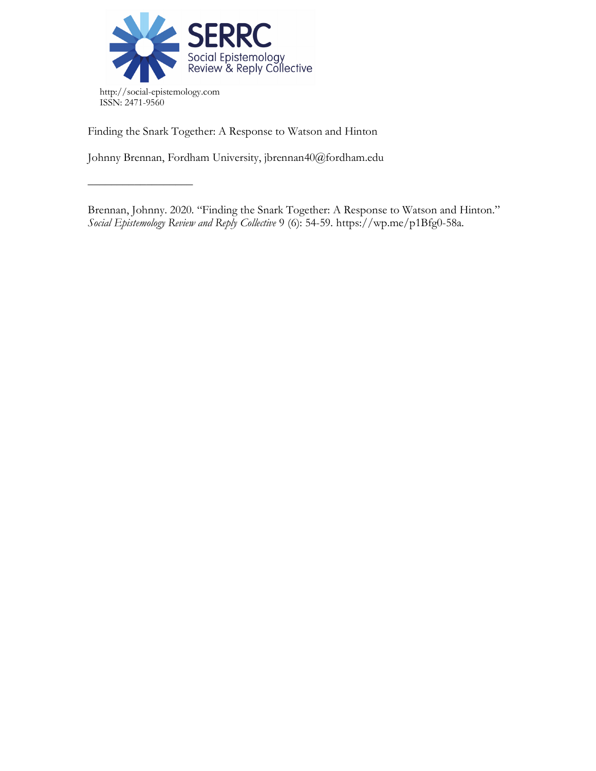SERRC
Social Epistemology Review & Reply Collective

http://social-epistemology.com
ISSN: 2471-9560

# Finding the Snark Together: A Response to Watson and Hinton

Johnny Brennan, Fordham University, jbrennan40@fordham.edu

---

Brennan, Johnny. 2020. "Finding the Snark Together: A Response to Watson and Hinton." *Social Epistemology Review and Reply Collective* 9 (6): 54-59. https://wp.me/p1Bfg0-58a.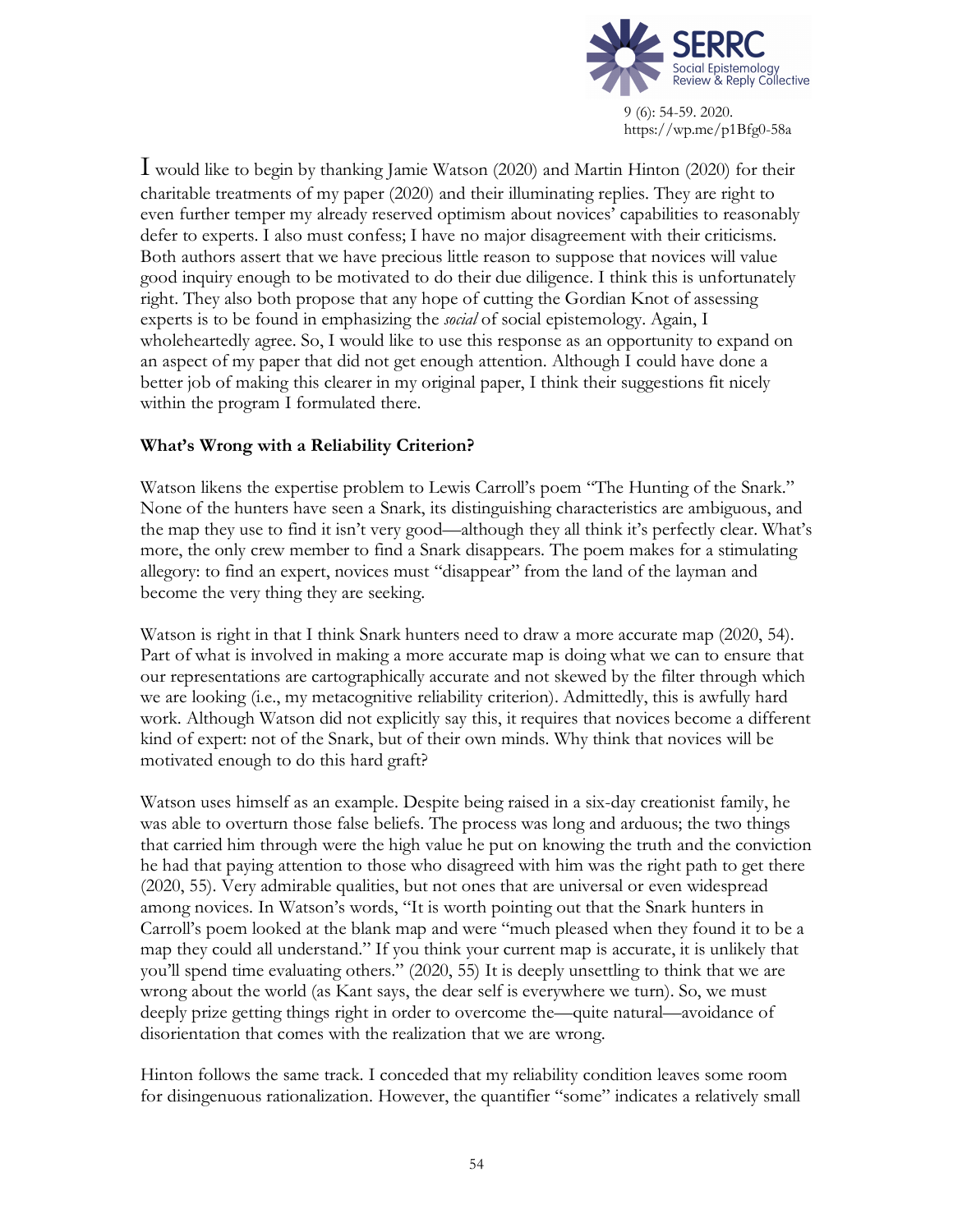I would like to begin by thanking Jamie Watson (2020) and Martin Hinton (2020) for their charitable treatments of my paper (2020) and their illuminating replies. They are right to even further temper my already reserved optimism about novices' capabilities to reasonably defer to experts. I also must confess; I have no major disagreement with their criticisms. Both authors assert that we have precious little reason to suppose that novices will value good inquiry enough to be motivated to do their due diligence. I think this is unfortunately right. They also both propose that any hope of cutting the Gordian Knot of assessing experts is to be found in emphasizing the *social* of social epistemology. Again, I wholeheartedly agree. So, I would like to use this response as an opportunity to expand on an aspect of my paper that did not get enough attention. Although I could have done a better job of making this clearer in my original paper, I think their suggestions fit nicely within the program I formulated there.

**What's Wrong with a Reliability Criterion?**

Watson likens the expertise problem to Lewis Carroll's poem "The Hunting of the Snark." None of the hunters have seen a Snark, its distinguishing characteristics are ambiguous, and the map they use to find it isn't very good—although they all think it's perfectly clear. What's more, the only crew member to find a Snark disappears. The poem makes for a stimulating allegory: to find an expert, novices must "disappear" from the land of the layman and become the very thing they are seeking.

Watson is right in that I think Snark hunters need to draw a more accurate map (2020, 54). Part of what is involved in making a more accurate map is doing what we can to ensure that our representations are cartographically accurate and not skewed by the filter through which we are looking (i.e., my metacognitive reliability criterion). Admittedly, this is awfully hard work. Although Watson did not explicitly say this, it requires that novices become a different kind of expert: not of the Snark, but of their own minds. Why think that novices will be motivated enough to do this hard graft?

Watson uses himself as an example. Despite being raised in a six-day creationist family, he was able to overturn those false beliefs. The process was long and arduous; the two things that carried him through were the high value he put on knowing the truth and the conviction he had that paying attention to those who disagreed with him was the right path to get there (2020, 55). Very admirable qualities, but not ones that are universal or even widespread among novices. In Watson's words, "It is worth pointing out that the Snark hunters in Carroll's poem looked at the blank map and were "much pleased when they found it to be a map they could all understand." If you think your current map is accurate, it is unlikely that you'll spend time evaluating others." (2020, 55) It is deeply unsettling to think that we are wrong about the world (as Kant says, the dear self is everywhere we turn). So, we must deeply prize getting things right in order to overcome the—quite natural—avoidance of disorientation that comes with the realization that we are wrong.

Hinton follows the same track. I conceded that my reliability condition leaves some room for disingenuous rationalization. However, the quantifier "some" indicates a relatively small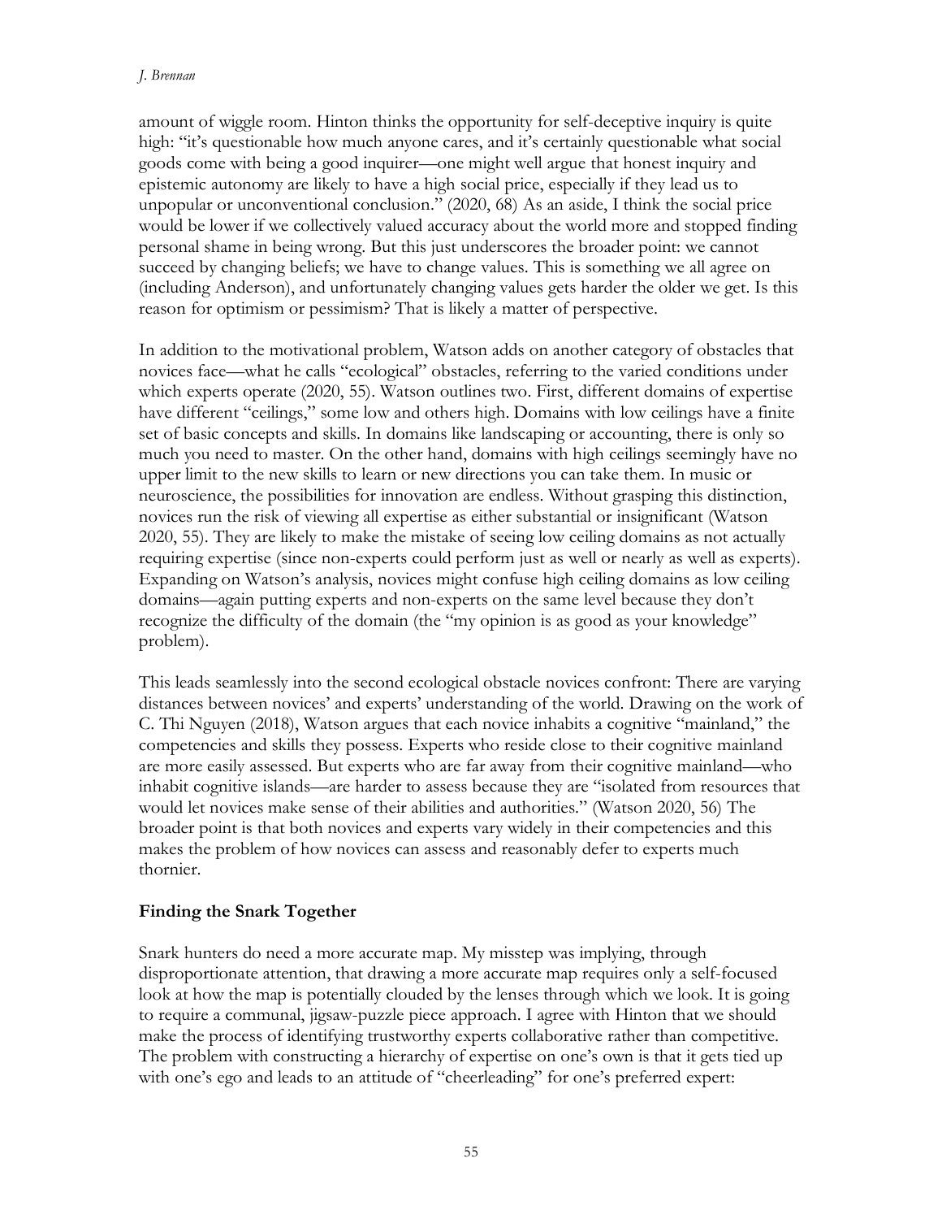amount of wiggle room. Hinton thinks the opportunity for self-deceptive inquiry is quite high: "it's questionable how much anyone cares, and it's certainly questionable what social goods come with being a good inquirer—one might well argue that honest inquiry and epistemic autonomy are likely to have a high social price, especially if they lead us to unpopular or unconventional conclusion." (2020, 68) As an aside, I think the social price would be lower if we collectively valued accuracy about the world more and stopped finding personal shame in being wrong. But this just underscores the broader point: we cannot succeed by changing beliefs; we have to change values. This is something we all agree on (including Anderson), and unfortunately changing values gets harder the older we get. Is this reason for optimism or pessimism? That is likely a matter of perspective.

In addition to the motivational problem, Watson adds on another category of obstacles that novices face—what he calls "ecological" obstacles, referring to the varied conditions under which experts operate (2020, 55). Watson outlines two. First, different domains of expertise have different "ceilings," some low and others high. Domains with low ceilings have a finite set of basic concepts and skills. In domains like landscaping or accounting, there is only so much you need to master. On the other hand, domains with high ceilings seemingly have no upper limit to the new skills to learn or new directions you can take them. In music or neuroscience, the possibilities for innovation are endless. Without grasping this distinction, novices run the risk of viewing all expertise as either substantial or insignificant (Watson 2020, 55). They are likely to make the mistake of seeing low ceiling domains as not actually requiring expertise (since non-experts could perform just as well or nearly as well as experts). Expanding on Watson's analysis, novices might confuse high ceiling domains as low ceiling domains—again putting experts and non-experts on the same level because they don't recognize the difficulty of the domain (the "my opinion is as good as your knowledge" problem).

This leads seamlessly into the second ecological obstacle novices confront: There are varying distances between novices' and experts' understanding of the world. Drawing on the work of C. Thi Nguyen (2018), Watson argues that each novice inhabits a cognitive "mainland," the competencies and skills they possess. Experts who reside close to their cognitive mainland are more easily assessed. But experts who are far away from their cognitive mainland—who inhabit cognitive islands—are harder to assess because they are "isolated from resources that would let novices make sense of their abilities and authorities." (Watson 2020, 56) The broader point is that both novices and experts vary widely in their competencies and this makes the problem of how novices can assess and reasonably defer to experts much thornier.

## Finding the Snark Together

Snark hunters do need a more accurate map. My misstep was implying, through disproportionate attention, that drawing a more accurate map requires only a self-focused look at how the map is potentially clouded by the lenses through which we look. It is going to require a communal, jigsaw-puzzle piece approach. I agree with Hinton that we should make the process of identifying trustworthy experts collaborative rather than competitive. The problem with constructing a hierarchy of expertise on one's own is that it gets tied up with one's ego and leads to an attitude of "cheerleading" for one's preferred expert: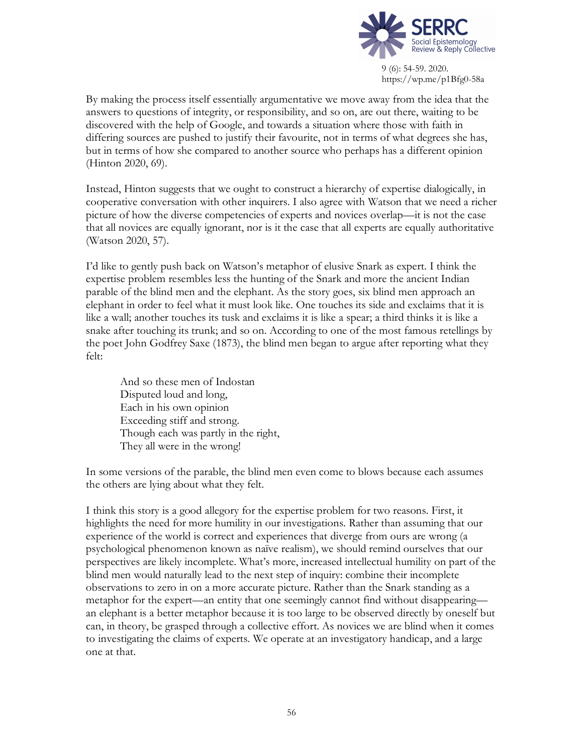By making the process itself essentially argumentative we move away from the idea that the answers to questions of integrity, or responsibility, and so on, are out there, waiting to be discovered with the help of Google, and towards a situation where those with faith in differing sources are pushed to justify their favourite, not in terms of what degrees she has, but in terms of how she compared to another source who perhaps has a different opinion (Hinton 2020, 69).

Instead, Hinton suggests that we ought to construct a hierarchy of expertise dialogically, in cooperative conversation with other inquirers. I also agree with Watson that we need a richer picture of how the diverse competencies of experts and novices overlap—it is not the case that all novices are equally ignorant, nor is it the case that all experts are equally authoritative (Watson 2020, 57).

I'd like to gently push back on Watson's metaphor of elusive Snark as expert. I think the expertise problem resembles less the hunting of the Snark and more the ancient Indian parable of the blind men and the elephant. As the story goes, six blind men approach an elephant in order to feel what it must look like. One touches its side and exclaims that it is like a wall; another touches its tusk and exclaims it is like a spear; a third thinks it is like a snake after touching its trunk; and so on. According to one of the most famous retellings by the poet John Godfrey Saxe (1873), the blind men began to argue after reporting what they felt:

> And so these men of Indostan
> Disputed loud and long,
> Each in his own opinion
> Exceeding stiff and strong.
> Though each was partly in the right,
> They all were in the wrong!

In some versions of the parable, the blind men even come to blows because each assumes the others are lying about what they felt.

I think this story is a good allegory for the expertise problem for two reasons. First, it highlights the need for more humility in our investigations. Rather than assuming that our experience of the world is correct and experiences that diverge from ours are wrong (a psychological phenomenon known as naïve realism), we should remind ourselves that our perspectives are likely incomplete. What's more, increased intellectual humility on part of the blind men would naturally lead to the next step of inquiry: combine their incomplete observations to zero in on a more accurate picture. Rather than the Snark standing as a metaphor for the expert—an entity that one seemingly cannot find without disappearing—an elephant is a better metaphor because it is too large to be observed directly by oneself but can, in theory, be grasped through a collective effort. As novices we are blind when it comes to investigating the claims of experts. We operate at an investigatory handicap, and a large one at that.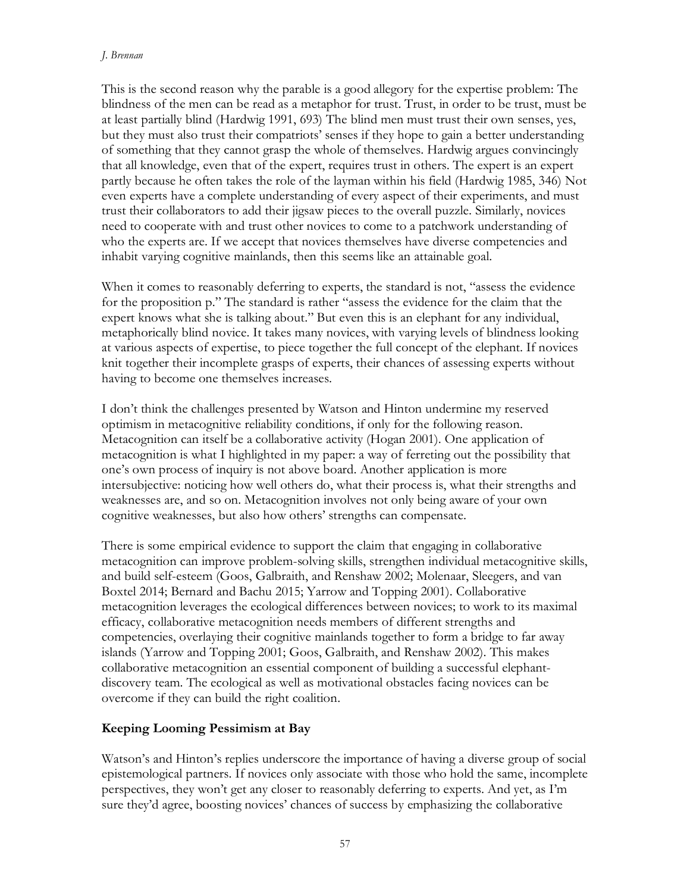This is the second reason why the parable is a good allegory for the expertise problem: The blindness of the men can be read as a metaphor for trust. Trust, in order to be trust, must be at least partially blind (Hardwig 1991, 693) The blind men must trust their own senses, yes, but they must also trust their compatriots' senses if they hope to gain a better understanding of something that they cannot grasp the whole of themselves. Hardwig argues convincingly that all knowledge, even that of the expert, requires trust in others. The expert is an expert partly because he often takes the role of the layman within his field (Hardwig 1985, 346) Not even experts have a complete understanding of every aspect of their experiments, and must trust their collaborators to add their jigsaw pieces to the overall puzzle. Similarly, novices need to cooperate with and trust other novices to come to a patchwork understanding of who the experts are. If we accept that novices themselves have diverse competencies and inhabit varying cognitive mainlands, then this seems like an attainable goal.

When it comes to reasonably deferring to experts, the standard is not, "assess the evidence for the proposition p." The standard is rather "assess the evidence for the claim that the expert knows what she is talking about." But even this is an elephant for any individual, metaphorically blind novice. It takes many novices, with varying levels of blindness looking at various aspects of expertise, to piece together the full concept of the elephant. If novices knit together their incomplete grasps of experts, their chances of assessing experts without having to become one themselves increases.

I don't think the challenges presented by Watson and Hinton undermine my reserved optimism in metacognitive reliability conditions, if only for the following reason. Metacognition can itself be a collaborative activity (Hogan 2001). One application of metacognition is what I highlighted in my paper: a way of ferreting out the possibility that one's own process of inquiry is not above board. Another application is more intersubjective: noticing how well others do, what their process is, what their strengths and weaknesses are, and so on. Metacognition involves not only being aware of your own cognitive weaknesses, but also how others' strengths can compensate.

There is some empirical evidence to support the claim that engaging in collaborative metacognition can improve problem-solving skills, strengthen individual metacognitive skills, and build self-esteem (Goos, Galbraith, and Renshaw 2002; Molenaar, Sleegers, and van Boxtel 2014; Bernard and Bachu 2015; Yarrow and Topping 2001). Collaborative metacognition leverages the ecological differences between novices; to work to its maximal efficacy, collaborative metacognition needs members of different strengths and competencies, overlaying their cognitive mainlands together to form a bridge to far away islands (Yarrow and Topping 2001; Goos, Galbraith, and Renshaw 2002). This makes collaborative metacognition an essential component of building a successful elephant-discovery team. The ecological as well as motivational obstacles facing novices can be overcome if they can build the right coalition.

## Keeping Looming Pessimism at Bay

Watson's and Hinton's replies underscore the importance of having a diverse group of social epistemological partners. If novices only associate with those who hold the same, incomplete perspectives, they won't get any closer to reasonably deferring to experts. And yet, as I'm sure they'd agree, boosting novices' chances of success by emphasizing the collaborative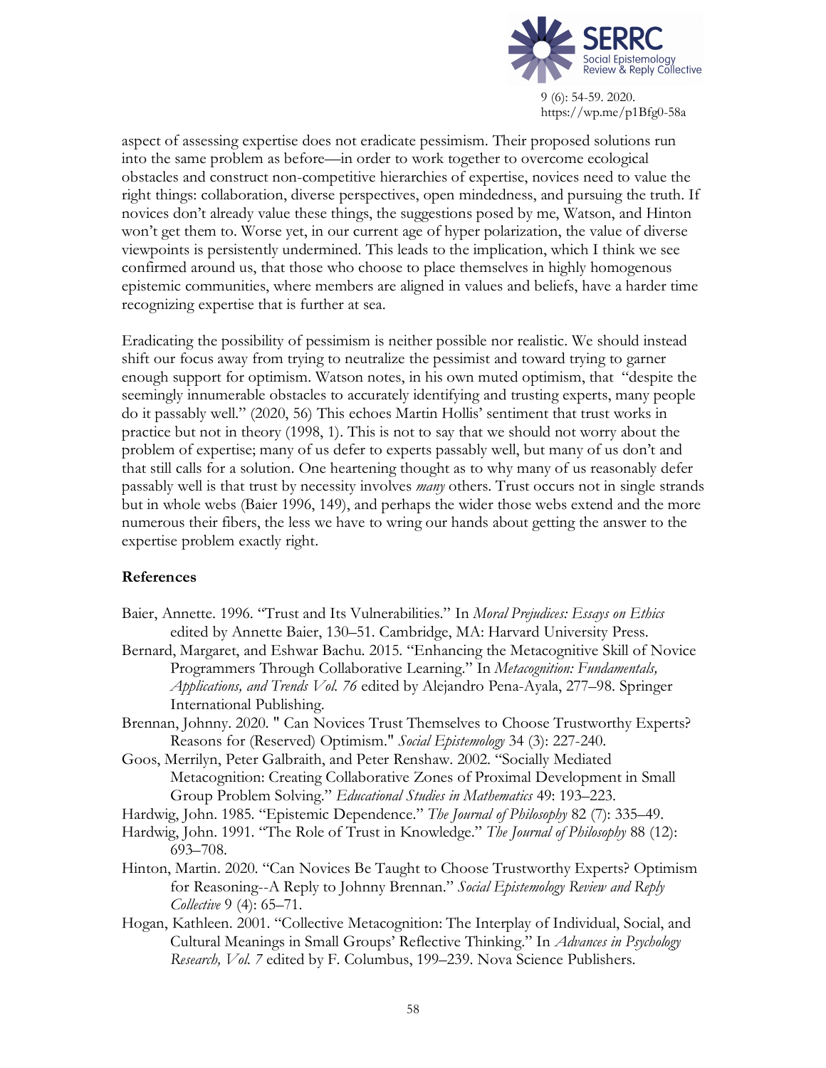aspect of assessing expertise does not eradicate pessimism. Their proposed solutions run into the same problem as before—in order to work together to overcome ecological obstacles and construct non-competitive hierarchies of expertise, novices need to value the right things: collaboration, diverse perspectives, open mindedness, and pursuing the truth. If novices don't already value these things, the suggestions posed by me, Watson, and Hinton won't get them to. Worse yet, in our current age of hyper polarization, the value of diverse viewpoints is persistently undermined. This leads to the implication, which I think we see confirmed around us, that those who choose to place themselves in highly homogenous epistemic communities, where members are aligned in values and beliefs, have a harder time recognizing expertise that is further at sea.

Eradicating the possibility of pessimism is neither possible nor realistic. We should instead shift our focus away from trying to neutralize the pessimist and toward trying to garner enough support for optimism. Watson notes, in his own muted optimism, that "despite the seemingly innumerable obstacles to accurately identifying and trusting experts, many people do it passably well." (2020, 56) This echoes Martin Hollis' sentiment that trust works in practice but not in theory (1998, 1). This is not to say that we should not worry about the problem of expertise; many of us defer to experts passably well, but many of us don't and that still calls for a solution. One heartening thought as to why many of us reasonably defer passably well is that trust by necessity involves *many* others. Trust occurs not in single strands but in whole webs (Baier 1996, 149), and perhaps the wider those webs extend and the more numerous their fibers, the less we have to wring our hands about getting the answer to the expertise problem exactly right.

## References

Baier, Annette. 1996. "Trust and Its Vulnerabilities." In *Moral Prejudices: Essays on Ethics* edited by Annette Baier, 130–51. Cambridge, MA: Harvard University Press.

Bernard, Margaret, and Eshwar Bachu. 2015. "Enhancing the Metacognitive Skill of Novice Programmers Through Collaborative Learning." In *Metacognition: Fundamentals, Applications, and Trends Vol. 76* edited by Alejandro Pena-Ayala, 277–98. Springer International Publishing.

Brennan, Johnny. 2020. " Can Novices Trust Themselves to Choose Trustworthy Experts? Reasons for (Reserved) Optimism." *Social Epistemology* 34 (3): 227-240.

Goos, Merrilyn, Peter Galbraith, and Peter Renshaw. 2002. "Socially Mediated Metacognition: Creating Collaborative Zones of Proximal Development in Small Group Problem Solving." *Educational Studies in Mathematics* 49: 193–223.

Hardwig, John. 1985. "Epistemic Dependence." *The Journal of Philosophy* 82 (7): 335–49.

Hardwig, John. 1991. "The Role of Trust in Knowledge." *The Journal of Philosophy* 88 (12): 693–708.

Hinton, Martin. 2020. "Can Novices Be Taught to Choose Trustworthy Experts? Optimism for Reasoning--A Reply to Johnny Brennan." *Social Epistemology Review and Reply Collective* 9 (4): 65–71.

Hogan, Kathleen. 2001. "Collective Metacognition: The Interplay of Individual, Social, and Cultural Meanings in Small Groups' Reflective Thinking." In *Advances in Psychology Research, Vol. 7* edited by F. Columbus, 199–239. Nova Science Publishers.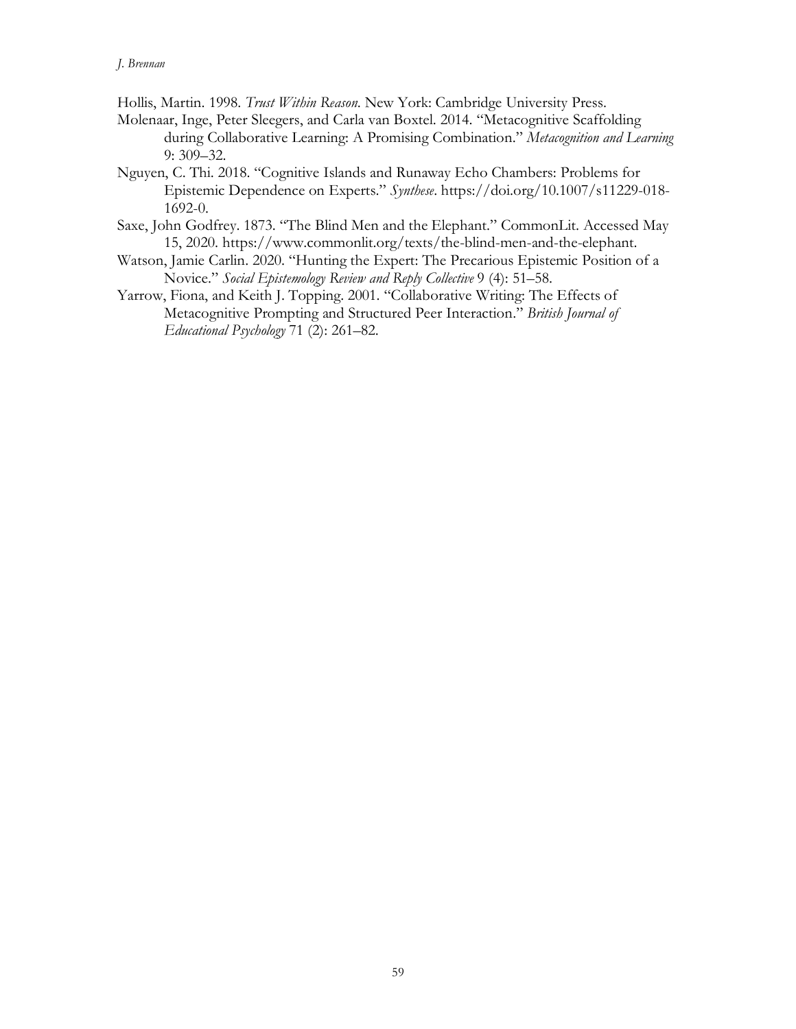Hollis, Martin. 1998. *Trust Within Reason*. New York: Cambridge University Press.

Molenaar, Inge, Peter Sleegers, and Carla van Boxtel. 2014. "Metacognitive Scaffolding during Collaborative Learning: A Promising Combination." *Metacognition and Learning* 9: 309–32.

Nguyen, C. Thi. 2018. "Cognitive Islands and Runaway Echo Chambers: Problems for Epistemic Dependence on Experts." *Synthese*. https://doi.org/10.1007/s11229-018-1692-0.

Saxe, John Godfrey. 1873. "The Blind Men and the Elephant." CommonLit. Accessed May 15, 2020. https://www.commonlit.org/texts/the-blind-men-and-the-elephant.

Watson, Jamie Carlin. 2020. "Hunting the Expert: The Precarious Epistemic Position of a Novice." *Social Epistemology Review and Reply Collective* 9 (4): 51–58.

Yarrow, Fiona, and Keith J. Topping. 2001. "Collaborative Writing: The Effects of Metacognitive Prompting and Structured Peer Interaction." *British Journal of Educational Psychology* 71 (2): 261–82.